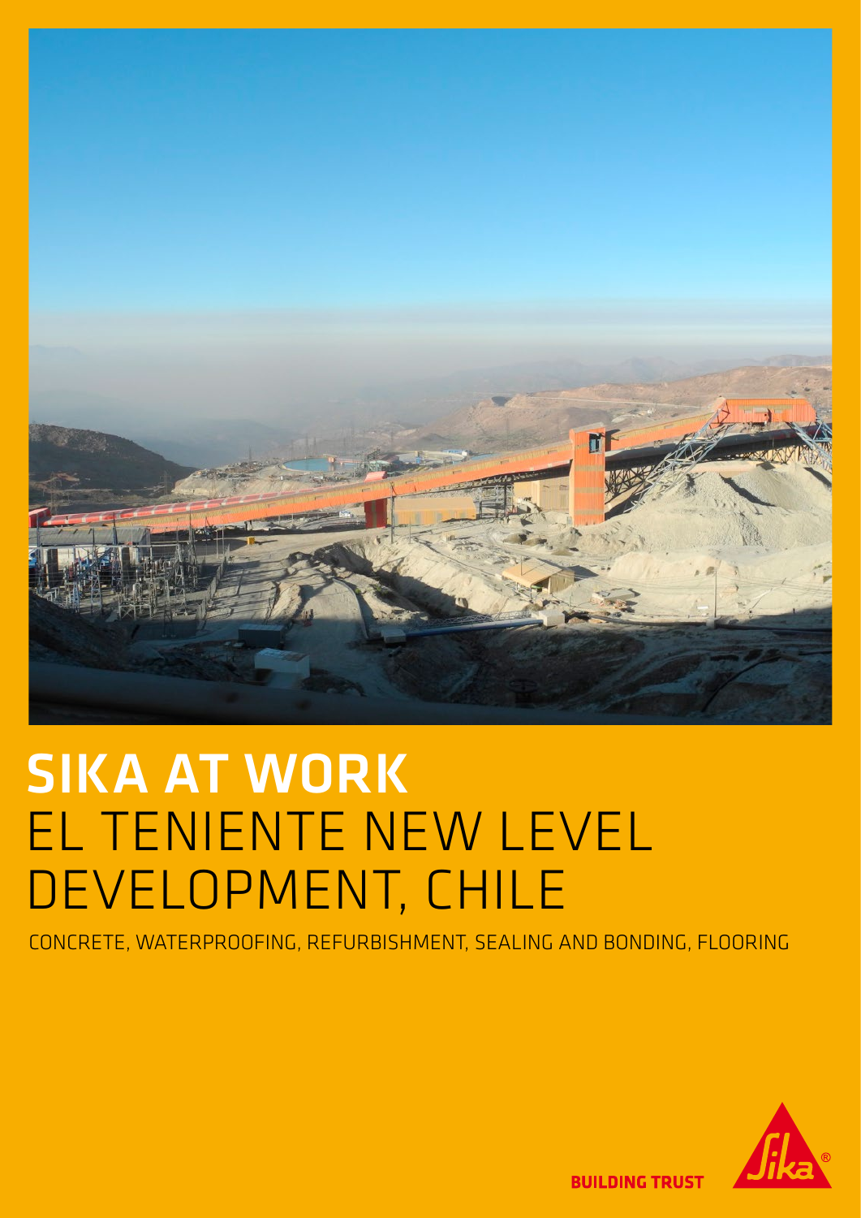# SIKA AT WORK
# EL TENIENTE NEW LEVEL DEVELOPMENT, CHILE

CONCRETE, WATERPROOFING, REFURBISHMENT, SEALING AND BONDING, FLOORING

BUILDING TRUST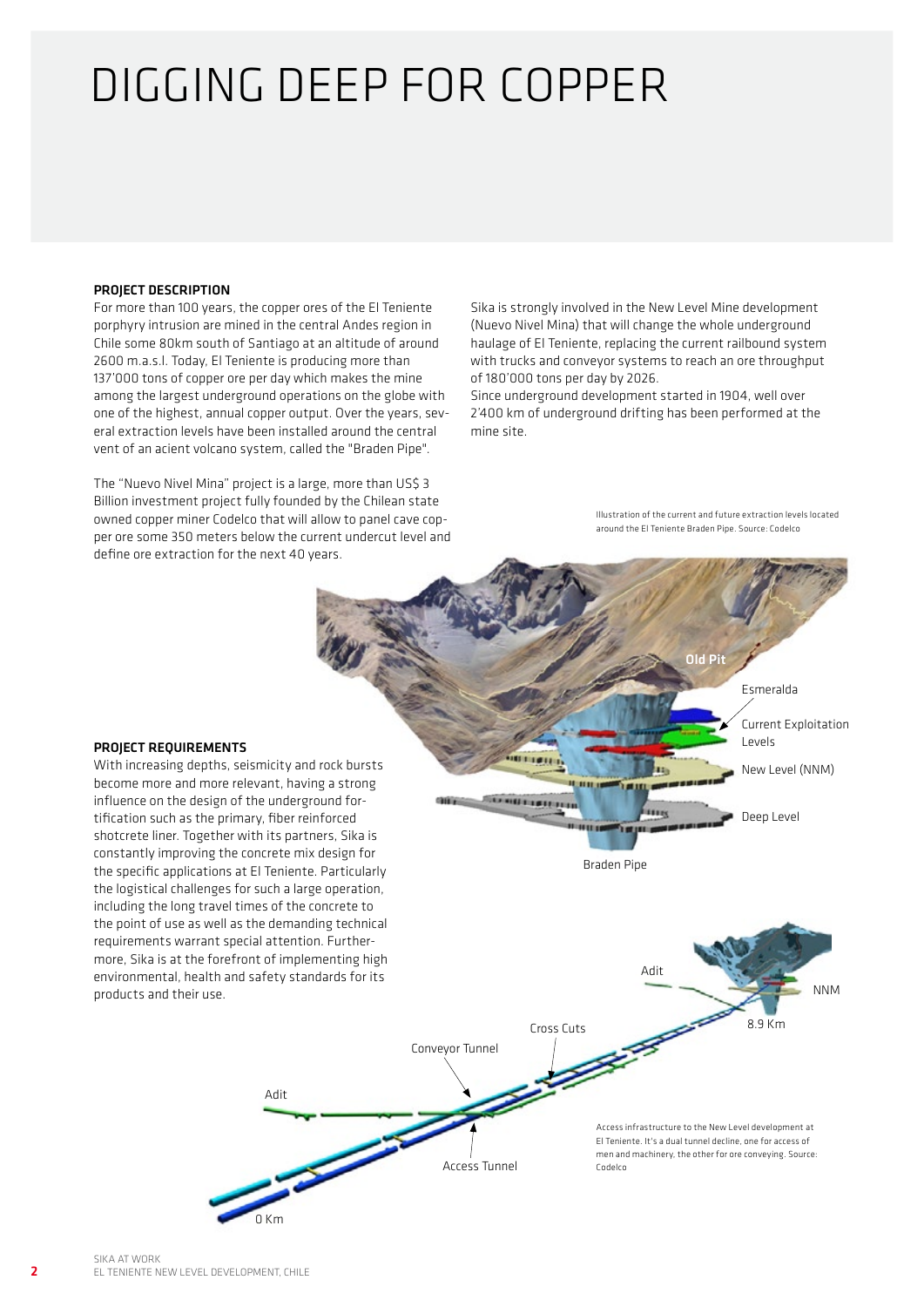# DIGGING DEEP FOR COPPER

## PROJECT DESCRIPTION

For more than 100 years, the copper ores of the El Teniente porphyry intrusion are mined in the central Andes region in Chile some 80km south of Santiago at an altitude of around 2600 m.a.s.l. Today, El Teniente is producing more than 137'000 tons of copper ore per day which makes the mine among the largest underground operations on the globe with one of the highest, annual copper output. Over the years, several extraction levels have been installed around the central vent of an acient volcano system, called the "Braden Pipe".

The "Nuevo Nivel Mina" project is a large, more than US$ 3 Billion investment project fully founded by the Chilean state owned copper miner Codelco that will allow to panel cave copper ore some 350 meters below the current undercut level and define ore extraction for the next 40 years.

Sika is strongly involved in the New Level Mine development (Nuevo Nivel Mina) that will change the whole underground haulage of El Teniente, replacing the current railbound system with trucks and conveyor systems to reach an ore throughput of 180'000 tons per day by 2026.
Since underground development started in 1904, well over 2'400 km of underground drifting has been performed at the mine site.

Illustration of the current and future extraction levels located around the El Teniente Braden Pipe. Source: Codelco

## PROJECT REQUIREMENTS

With increasing depths, seismicity and rock bursts become more and more relevant, having a strong influence on the design of the underground fortification such as the primary, fiber reinforced shotcrete liner. Together with its partners, Sika is constantly improving the concrete mix design for the specific applications at El Teniente. Particularly the logistical challenges for such a large operation, including the long travel times of the concrete to the point of use as well as the demanding technical requirements warrant special attention. Furthermore, Sika is at the forefront of implementing high environmental, health and safety standards for its products and their use.

Access infrastructure to the New Level development at El Teniente. It's a dual tunnel decline, one for access of men and machinery, the other for ore conveying. Source: Codelco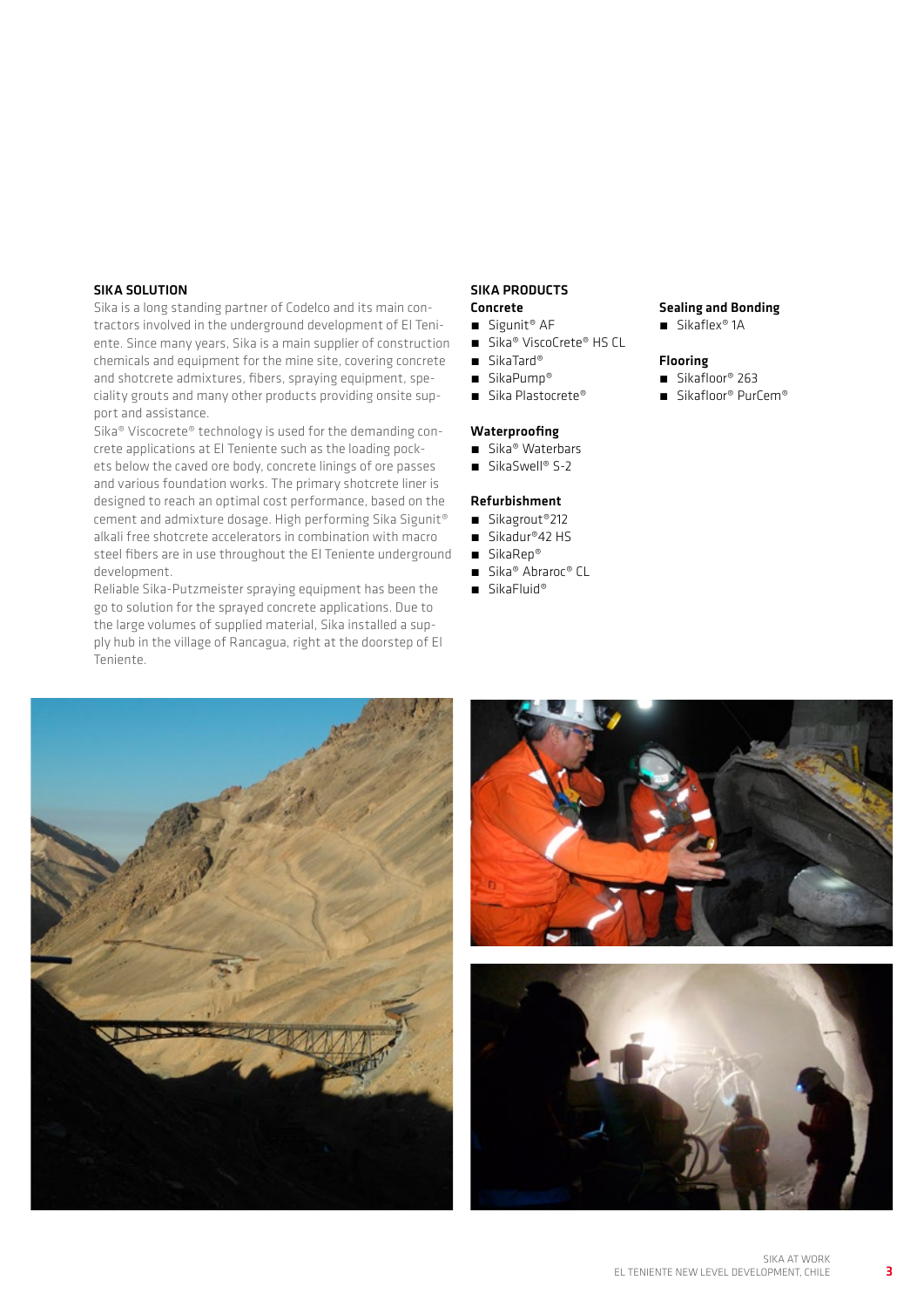## SIKA SOLUTION

Sika is a long standing partner of Codelco and its main contractors involved in the underground development of El Teniente. Since many years, Sika is a main supplier of construction chemicals and equipment for the mine site, covering concrete and shotcrete admixtures, fibers, spraying equipment, speciality grouts and many other products providing onsite support and assistance.

Sika® Viscocrete® technology is used for the demanding concrete applications at El Teniente such as the loading pockets below the caved ore body, concrete linings of ore passes and various foundation works. The primary shotcrete liner is designed to reach an optimal cost performance, based on the cement and admixture dosage. High performing Sika Sigunit® alkali free shotcrete accelerators in combination with macro steel fibers are in use throughout the El Teniente underground development.

Reliable Sika-Putzmeister spraying equipment has been the go to solution for the sprayed concrete applications. Due to the large volumes of supplied material, Sika installed a supply hub in the village of Rancagua, right at the doorstep of El Teniente.

## SIKA PRODUCTS

**Concrete**
- Sigunit® AF
- Sika® ViscoCrete® HS CL
- SikaTard®
- SikaPump®
- Sika Plastocrete®

**Waterproofing**
- Sika® Waterbars
- SikaSwell® S-2

**Refurbishment**
- Sikagrout®212
- Sikadur®42 HS
- SikaRep®
- Sika® Abraroc® CL
- SikaFluid®

**Sealing and Bonding**
- Sikaflex® 1A

**Flooring**
- Sikafloor® 263
- Sikafloor® PurCem®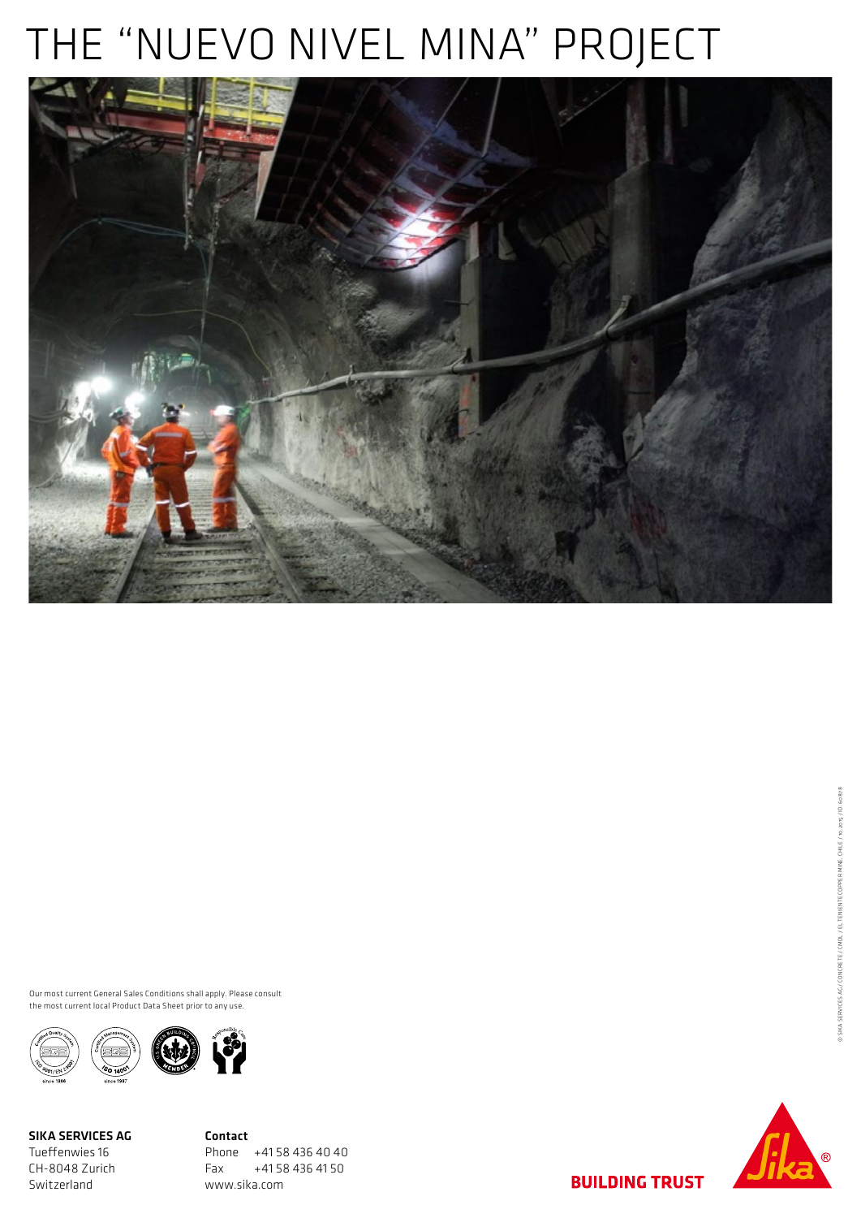# THE "NUEVO NIVEL MINA" PROJECT

Our most current General Sales Conditions shall apply. Please consult the most current local Product Data Sheet prior to any use.

**SIKA SERVICES AG**
Tueffenwies 16
CH-8048 Zurich
Switzerland

**Contact**
Phone +41 58 436 40 40
Fax +41 58 436 41 50
www.sika.com

**BUILDING TRUST**

© SIKA SERVICES AG / CONCRETE / CMDL / EL TENIENTE COPPER MINE, CHILE / 10.2015 / ID: 60878